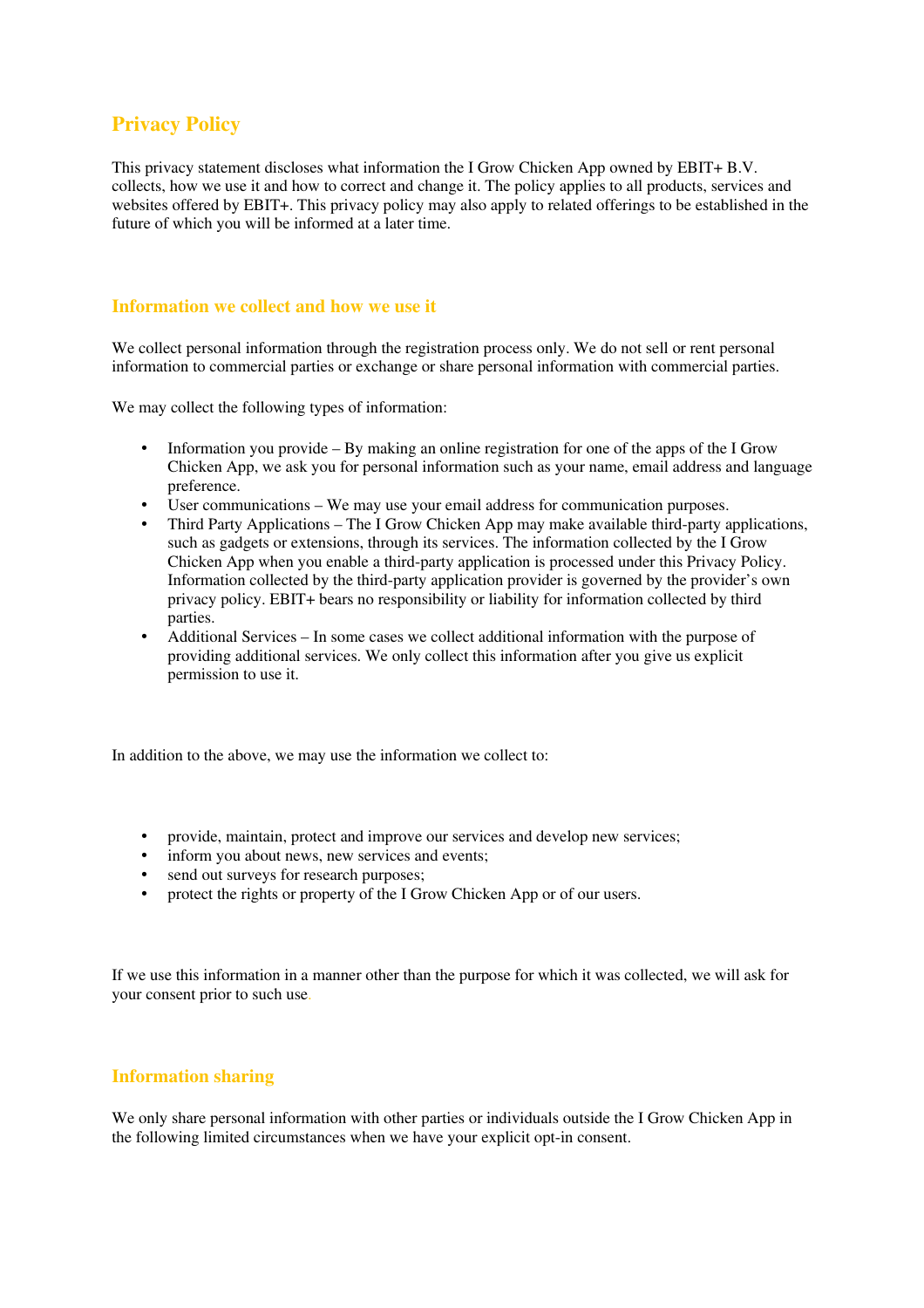# Privacy Policy

This privacy statement discloses what information the I Grow Chicken App owned by EBIT+ B.V. collects, how we use it and how to correct and change it. The policy applies to all products, services and websites offered by EBIT+. This privacy policy may also apply to related offerings to be established in the future of which you will be informed at a later time.

## Information we collect and how we use it

We collect personal information through the registration process only. We do not sell or rent personal information to commercial parties or exchange or share personal information with commercial parties.

We may collect the following types of information:

- Information you provide – By making an online registration for one of the apps of the I Grow Chicken App, we ask you for personal information such as your name, email address and language preference.
- User communications – We may use your email address for communication purposes.
- Third Party Applications – The I Grow Chicken App may make available third-party applications, such as gadgets or extensions, through its services. The information collected by the I Grow Chicken App when you enable a third-party application is processed under this Privacy Policy. Information collected by the third-party application provider is governed by the provider's own privacy policy. EBIT+ bears no responsibility or liability for information collected by third parties.
- Additional Services – In some cases we collect additional information with the purpose of providing additional services. We only collect this information after you give us explicit permission to use it.

In addition to the above, we may use the information we collect to:

- provide, maintain, protect and improve our services and develop new services;
- inform you about news, new services and events;
- send out surveys for research purposes;
- protect the rights or property of the I Grow Chicken App or of our users.

If we use this information in a manner other than the purpose for which it was collected, we will ask for your consent prior to such use.

## Information sharing

We only share personal information with other parties or individuals outside the I Grow Chicken App in the following limited circumstances when we have your explicit opt-in consent.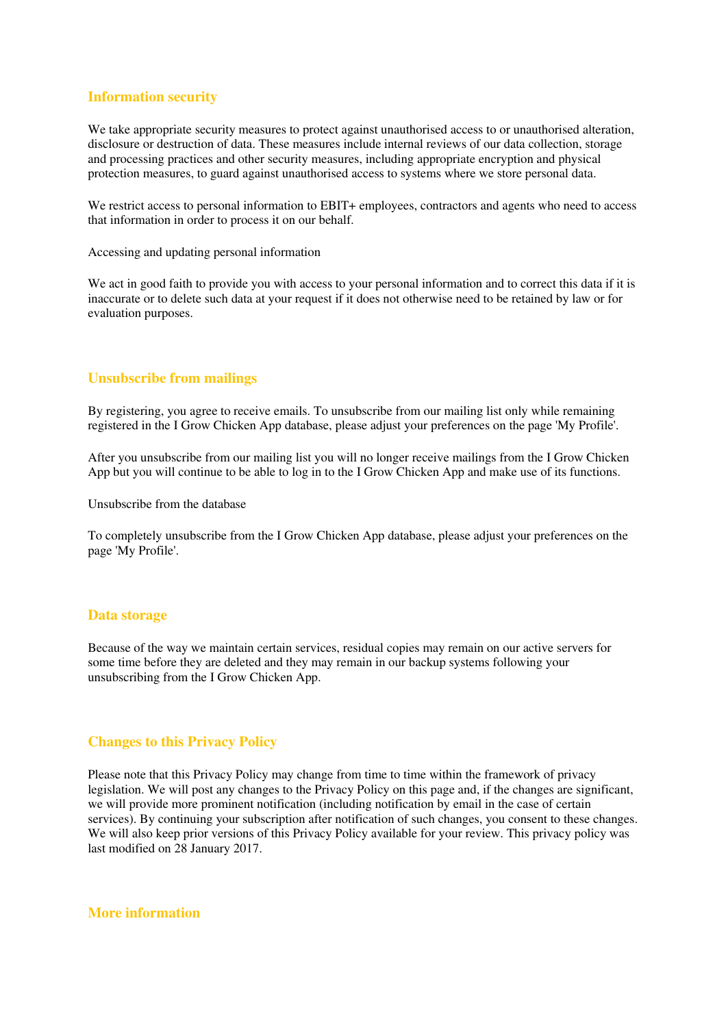## Information security

We take appropriate security measures to protect against unauthorised access to or unauthorised alteration, disclosure or destruction of data. These measures include internal reviews of our data collection, storage and processing practices and other security measures, including appropriate encryption and physical protection measures, to guard against unauthorised access to systems where we store personal data.

We restrict access to personal information to EBIT+ employees, contractors and agents who need to access that information in order to process it on our behalf.

Accessing and updating personal information

We act in good faith to provide you with access to your personal information and to correct this data if it is inaccurate or to delete such data at your request if it does not otherwise need to be retained by law or for evaluation purposes.

## Unsubscribe from mailings

By registering, you agree to receive emails. To unsubscribe from our mailing list only while remaining registered in the I Grow Chicken App database, please adjust your preferences on the page 'My Profile'.

After you unsubscribe from our mailing list you will no longer receive mailings from the I Grow Chicken App but you will continue to be able to log in to the I Grow Chicken App and make use of its functions.

Unsubscribe from the database

To completely unsubscribe from the I Grow Chicken App database, please adjust your preferences on the page 'My Profile'.

## Data storage

Because of the way we maintain certain services, residual copies may remain on our active servers for some time before they are deleted and they may remain in our backup systems following your unsubscribing from the I Grow Chicken App.

## Changes to this Privacy Policy

Please note that this Privacy Policy may change from time to time within the framework of privacy legislation. We will post any changes to the Privacy Policy on this page and, if the changes are significant, we will provide more prominent notification (including notification by email in the case of certain services). By continuing your subscription after notification of such changes, you consent to these changes. We will also keep prior versions of this Privacy Policy available for your review. This privacy policy was last modified on 28 January 2017.

## More information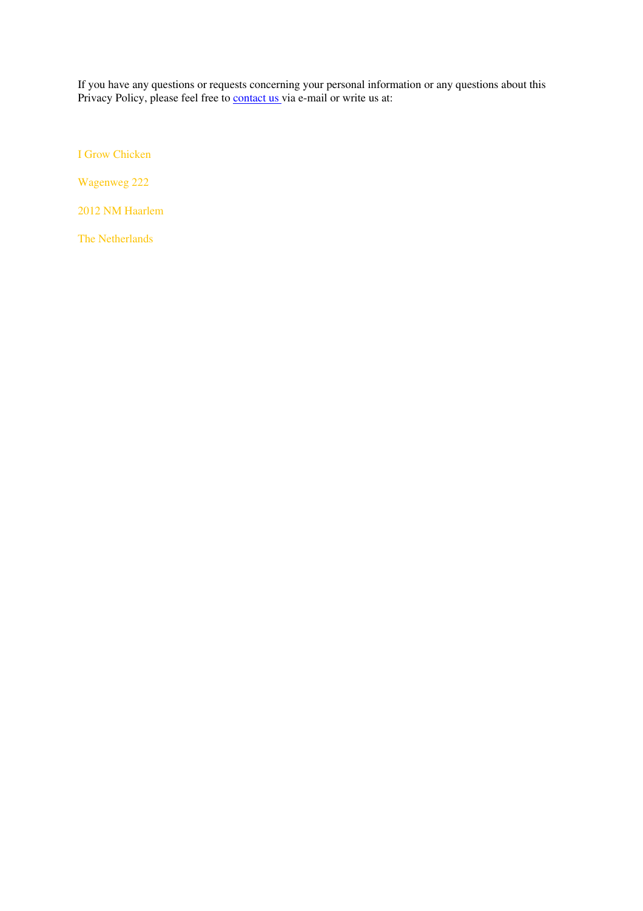If you have any questions or requests concerning your personal information or any questions about this Privacy Policy, please feel free to contact us via e-mail or write us at:

I Grow Chicken

Wagenweg 222

2012 NM Haarlem

The Netherlands